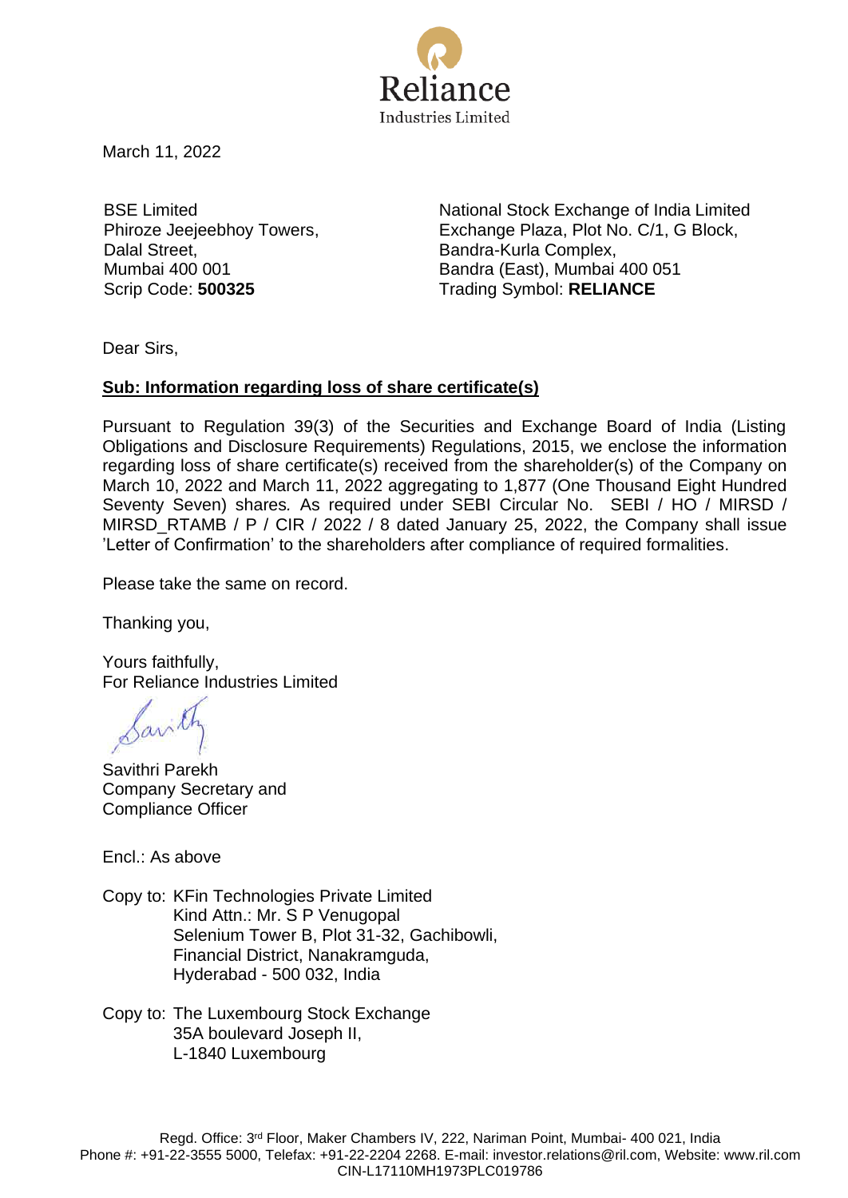Reliance Industries Limited

March 11, 2022

BSE Limited
Phiroze Jeejeebhoy Towers,
Dalal Street,
Mumbai 400 001
Scrip Code: **500325**

National Stock Exchange of India Limited
Exchange Plaza, Plot No. C/1, G Block,
Bandra-Kurla Complex,
Bandra (East), Mumbai 400 051
Trading Symbol: **RELIANCE**

Dear Sirs,

**Sub: Information regarding loss of share certificate(s)**

Pursuant to Regulation 39(3) of the Securities and Exchange Board of India (Listing Obligations and Disclosure Requirements) Regulations, 2015, we enclose the information regarding loss of share certificate(s) received from the shareholder(s) of the Company on March 10, 2022 and March 11, 2022 aggregating to 1,877 (One Thousand Eight Hundred Seventy Seven) shares. As required under SEBI Circular No. SEBI / HO / MIRSD / MIRSD_RTAMB / P / CIR / 2022 / 8 dated January 25, 2022, the Company shall issue 'Letter of Confirmation' to the shareholders after compliance of required formalities.

Please take the same on record.

Thanking you,

Yours faithfully,
For Reliance Industries Limited

Savithri Parekh
Company Secretary and
Compliance Officer

Encl.: As above

Copy to: KFin Technologies Private Limited
Kind Attn.: Mr. S P Venugopal
Selenium Tower B, Plot 31-32, Gachibowli,
Financial District, Nanakramguda,
Hyderabad - 500 032, India

Copy to: The Luxembourg Stock Exchange
35A boulevard Joseph II,
L-1840 Luxembourg

Regd. Office: 3rd Floor, Maker Chambers IV, 222, Nariman Point, Mumbai- 400 021, India
Phone #: +91-22-3555 5000, Telefax: +91-22-2204 2268. E-mail: investor.relations@ril.com, Website: www.ril.com
CIN-L17110MH1973PLC019786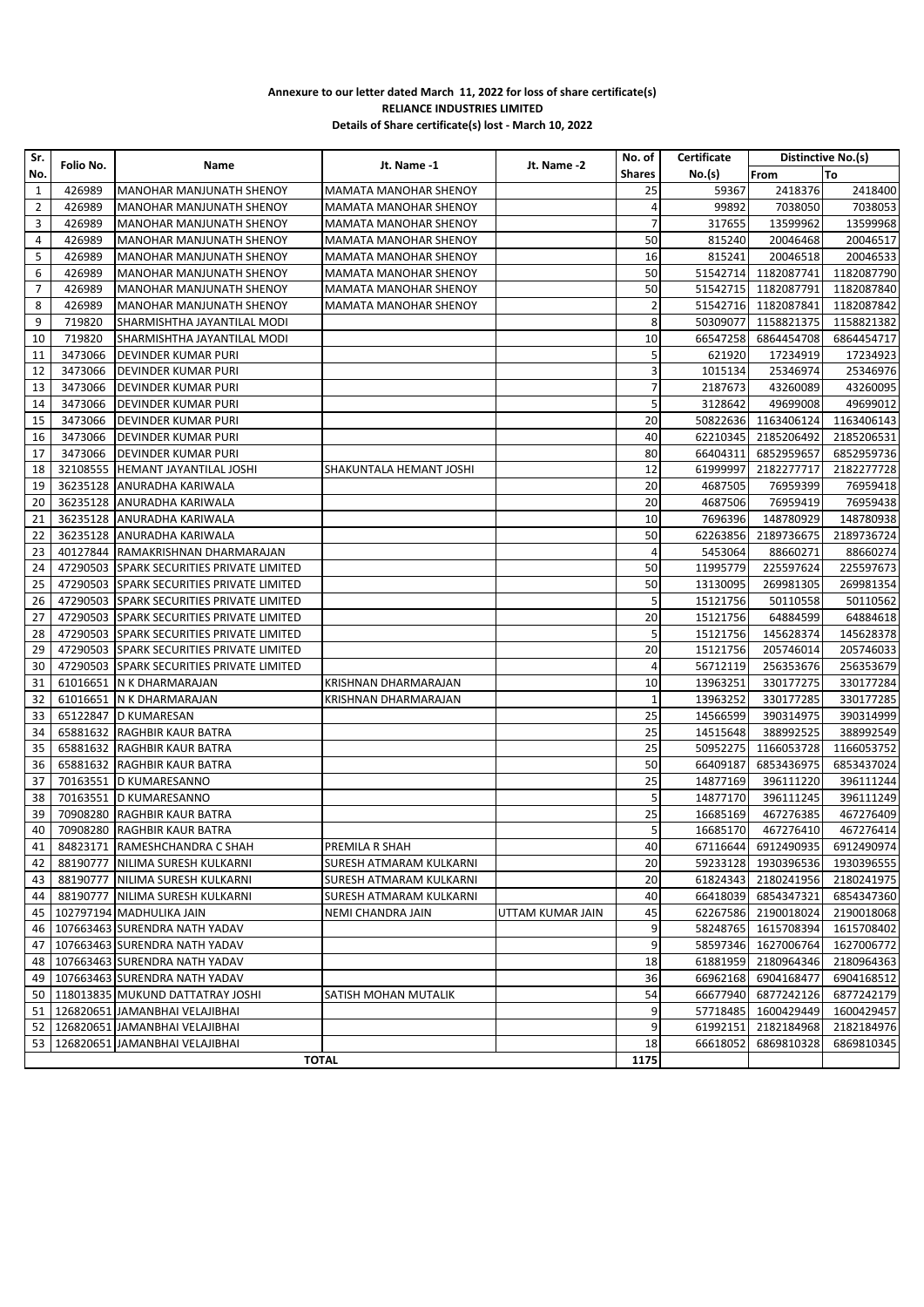**Annexure to our letter dated March 11, 2022 for loss of share certificate(s)**
**RELIANCE INDUSTRIES LIMITED**
**Details of Share certificate(s) lost - March 10, 2022**

| Sr. No. | Folio No. | Name | Jt. Name -1 | Jt. Name -2 | No. of Shares | Certificate No.(s) | Distinctive No.(s) | |
|---|---|---|---|---|---|---|---|---|
| | | | | | | | From | To |
| 1 | 426989 | MANOHAR MANJUNATH SHENOY | MAMATA MANOHAR SHENOY | | 25 | 59367 | 2418376 | 2418400 |
| 2 | 426989 | MANOHAR MANJUNATH SHENOY | MAMATA MANOHAR SHENOY | | 4 | 99892 | 7038050 | 7038053 |
| 3 | 426989 | MANOHAR MANJUNATH SHENOY | MAMATA MANOHAR SHENOY | | 7 | 317655 | 13599962 | 13599968 |
| 4 | 426989 | MANOHAR MANJUNATH SHENOY | MAMATA MANOHAR SHENOY | | 50 | 815240 | 20046468 | 20046517 |
| 5 | 426989 | MANOHAR MANJUNATH SHENOY | MAMATA MANOHAR SHENOY | | 16 | 815241 | 20046518 | 20046533 |
| 6 | 426989 | MANOHAR MANJUNATH SHENOY | MAMATA MANOHAR SHENOY | | 50 | 51542714 | 1182087741 | 1182087790 |
| 7 | 426989 | MANOHAR MANJUNATH SHENOY | MAMATA MANOHAR SHENOY | | 50 | 51542715 | 1182087791 | 1182087840 |
| 8 | 426989 | MANOHAR MANJUNATH SHENOY | MAMATA MANOHAR SHENOY | | 2 | 51542716 | 1182087841 | 1182087842 |
| 9 | 719820 | SHARMISHTHA JAYANTILAL MODI | | | 8 | 50309077 | 1158821375 | 1158821382 |
| 10 | 719820 | SHARMISHTHA JAYANTILAL MODI | | | 10 | 66547258 | 6864454708 | 6864454717 |
| 11 | 3473066 | DEVINDER KUMAR PURI | | | 5 | 621920 | 17234919 | 17234923 |
| 12 | 3473066 | DEVINDER KUMAR PURI | | | 3 | 1015134 | 25346974 | 25346976 |
| 13 | 3473066 | DEVINDER KUMAR PURI | | | 7 | 2187673 | 43260089 | 43260095 |
| 14 | 3473066 | DEVINDER KUMAR PURI | | | 5 | 3128642 | 49699008 | 49699012 |
| 15 | 3473066 | DEVINDER KUMAR PURI | | | 20 | 50822636 | 1163406124 | 1163406143 |
| 16 | 3473066 | DEVINDER KUMAR PURI | | | 40 | 62210345 | 2185206492 | 2185206531 |
| 17 | 3473066 | DEVINDER KUMAR PURI | | | 80 | 66404311 | 6852959657 | 6852959736 |
| 18 | 32108555 | HEMANT JAYANTILAL JOSHI | SHAKUNTALA HEMANT JOSHI | | 12 | 61999997 | 2182277717 | 2182277728 |
| 19 | 36235128 | ANURADHA KARIWALA | | | 20 | 4687505 | 76959399 | 76959418 |
| 20 | 36235128 | ANURADHA KARIWALA | | | 20 | 4687506 | 76959419 | 76959438 |
| 21 | 36235128 | ANURADHA KARIWALA | | | 10 | 7696396 | 148780929 | 148780938 |
| 22 | 36235128 | ANURADHA KARIWALA | | | 50 | 62263856 | 2189736675 | 2189736724 |
| 23 | 40127844 | RAMAKRISHNAN DHARMARAJAN | | | 4 | 5453064 | 88660271 | 88660274 |
| 24 | 47290503 | SPARK SECURITIES PRIVATE LIMITED | | | 50 | 11995779 | 225597624 | 225597673 |
| 25 | 47290503 | SPARK SECURITIES PRIVATE LIMITED | | | 50 | 13130095 | 269981305 | 269981354 |
| 26 | 47290503 | SPARK SECURITIES PRIVATE LIMITED | | | 5 | 15121756 | 50110558 | 50110562 |
| 27 | 47290503 | SPARK SECURITIES PRIVATE LIMITED | | | 20 | 15121756 | 64884599 | 64884618 |
| 28 | 47290503 | SPARK SECURITIES PRIVATE LIMITED | | | 5 | 15121756 | 145628374 | 145628378 |
| 29 | 47290503 | SPARK SECURITIES PRIVATE LIMITED | | | 20 | 15121756 | 205746014 | 205746033 |
| 30 | 47290503 | SPARK SECURITIES PRIVATE LIMITED | | | 4 | 56712119 | 256353676 | 256353679 |
| 31 | 61016651 | N K DHARMARAJAN | KRISHNAN DHARMARAJAN | | 10 | 13963251 | 330177275 | 330177284 |
| 32 | 61016651 | N K DHARMARAJAN | KRISHNAN DHARMARAJAN | | 1 | 13963252 | 330177285 | 330177285 |
| 33 | 65122847 | D KUMARESAN | | | 25 | 14566599 | 390314975 | 390314999 |
| 34 | 65881632 | RAGHBIR KAUR BATRA | | | 25 | 14515648 | 388992525 | 388992549 |
| 35 | 65881632 | RAGHBIR KAUR BATRA | | | 25 | 50952275 | 1166053728 | 1166053752 |
| 36 | 65881632 | RAGHBIR KAUR BATRA | | | 50 | 66409187 | 6853436975 | 6853437024 |
| 37 | 70163551 | D KUMARESANNO | | | 25 | 14877169 | 396111220 | 396111244 |
| 38 | 70163551 | D KUMARESANNO | | | 5 | 14877170 | 396111245 | 396111249 |
| 39 | 70908280 | RAGHBIR KAUR BATRA | | | 25 | 16685169 | 467276385 | 467276409 |
| 40 | 70908280 | RAGHBIR KAUR BATRA | | | 5 | 16685170 | 467276410 | 467276414 |
| 41 | 84823171 | RAMESHCHANDRA C SHAH | PREMILA R SHAH | | 40 | 67116644 | 6912490935 | 6912490974 |
| 42 | 88190777 | NILIMA SURESH KULKARNI | SURESH ATMARAM KULKARNI | | 20 | 59233128 | 1930396536 | 1930396555 |
| 43 | 88190777 | NILIMA SURESH KULKARNI | SURESH ATMARAM KULKARNI | | 20 | 61824343 | 2180241956 | 2180241975 |
| 44 | 88190777 | NILIMA SURESH KULKARNI | SURESH ATMARAM KULKARNI | | 40 | 66418039 | 6854347321 | 6854347360 |
| 45 | 102797194 | MADHULIKA JAIN | NEMI CHANDRA JAIN | UTTAM KUMAR JAIN | 45 | 62267586 | 2190018024 | 2190018068 |
| 46 | 107663463 | SURENDRA NATH YADAV | | | 9 | 58248765 | 1615708394 | 1615708402 |
| 47 | 107663463 | SURENDRA NATH YADAV | | | 9 | 58597346 | 1627006764 | 1627006772 |
| 48 | 107663463 | SURENDRA NATH YADAV | | | 18 | 61881959 | 2180964346 | 2180964363 |
| 49 | 107663463 | SURENDRA NATH YADAV | | | 36 | 66962168 | 6904168477 | 6904168512 |
| 50 | 118013835 | MUKUND DATTATRAY JOSHI | SATISH MOHAN MUTALIK | | 54 | 66677940 | 6877242126 | 6877242179 |
| 51 | 126820651 | JAMANBHAI VELAJIBHAI | | | 9 | 57718485 | 1600429449 | 1600429457 |
| 52 | 126820651 | JAMANBHAI VELAJIBHAI | | | 9 | 61992151 | 2182184968 | 2182184976 |
| 53 | 126820651 | JAMANBHAI VELAJIBHAI | | | 18 | 66618052 | 6869810328 | 6869810345 |
| **TOTAL** | | | | | **1175** | | | |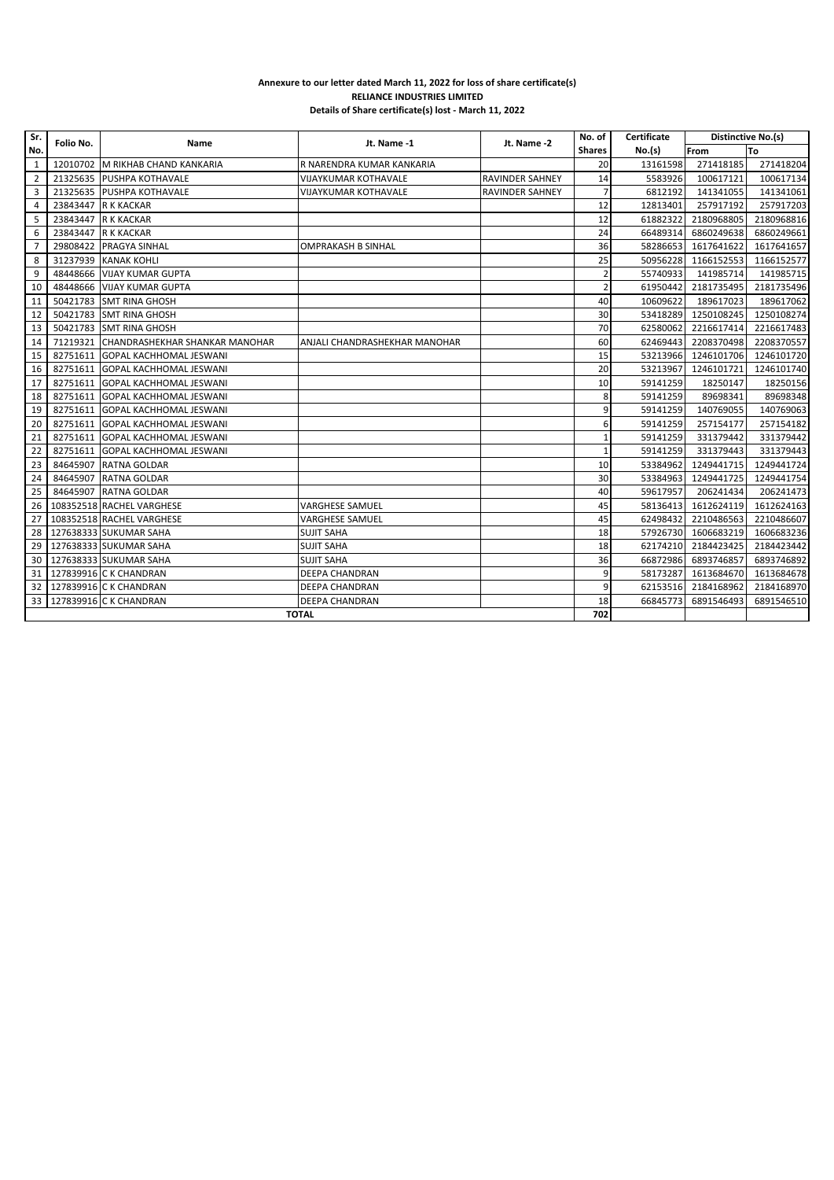**Annexure to our letter dated March 11, 2022 for loss of share certificate(s)**
**RELIANCE INDUSTRIES LIMITED**
**Details of Share certificate(s) lost - March 11, 2022**

| Sr. No. | Folio No. | Name | Jt. Name -1 | Jt. Name -2 | No. of Shares | Certificate No.(s) | Distinctive No.(s) | |
|---|---|---|---|---|---|---|---|---|
| | | | | | | | From | To |
| 1 | 12010702 | M RIKHAB CHAND KANKARIA | R NARENDRA KUMAR KANKARIA | | 20 | 13161598 | 271418185 | 271418204 |
| 2 | 21325635 | PUSHPA KOTHAVALE | VIJAYKUMAR KOTHAVALE | RAVINDER SAHNEY | 14 | 5583926 | 100617121 | 100617134 |
| 3 | 21325635 | PUSHPA KOTHAVALE | VIJAYKUMAR KOTHAVALE | RAVINDER SAHNEY | 7 | 6812192 | 141341055 | 141341061 |
| 4 | 23843447 | R K KACKAR | | | 12 | 12813401 | 257917192 | 257917203 |
| 5 | 23843447 | R K KACKAR | | | 12 | 61882322 | 2180968805 | 2180968816 |
| 6 | 23843447 | R K KACKAR | | | 24 | 66489314 | 6860249638 | 6860249661 |
| 7 | 29808422 | PRAGYA SINHAL | OMPRAKASH B SINHAL | | 36 | 58286653 | 1617641622 | 1617641657 |
| 8 | 31237939 | KANAK KOHLI | | | 25 | 50956228 | 1166152553 | 1166152577 |
| 9 | 48448666 | VIJAY KUMAR GUPTA | | | 2 | 55740933 | 141985714 | 141985715 |
| 10 | 48448666 | VIJAY KUMAR GUPTA | | | 2 | 61950442 | 2181735495 | 2181735496 |
| 11 | 50421783 | SMT RINA GHOSH | | | 40 | 10609622 | 189617023 | 189617062 |
| 12 | 50421783 | SMT RINA GHOSH | | | 30 | 53418289 | 1250108245 | 1250108274 |
| 13 | 50421783 | SMT RINA GHOSH | | | 70 | 62580062 | 2216617414 | 2216617483 |
| 14 | 71219321 | CHANDRASHEKHAR SHANKAR MANOHAR | ANJALI CHANDRASHEKHAR MANOHAR | | 60 | 62469443 | 2208370498 | 2208370557 |
| 15 | 82751611 | GOPAL KACHHOMAL JESWANI | | | 15 | 53213966 | 1246101706 | 1246101720 |
| 16 | 82751611 | GOPAL KACHHOMAL JESWANI | | | 20 | 53213967 | 1246101721 | 1246101740 |
| 17 | 82751611 | GOPAL KACHHOMAL JESWANI | | | 10 | 59141259 | 18250147 | 18250156 |
| 18 | 82751611 | GOPAL KACHHOMAL JESWANI | | | 8 | 59141259 | 89698341 | 89698348 |
| 19 | 82751611 | GOPAL KACHHOMAL JESWANI | | | 9 | 59141259 | 140769055 | 140769063 |
| 20 | 82751611 | GOPAL KACHHOMAL JESWANI | | | 6 | 59141259 | 257154177 | 257154182 |
| 21 | 82751611 | GOPAL KACHHOMAL JESWANI | | | 1 | 59141259 | 331379442 | 331379442 |
| 22 | 82751611 | GOPAL KACHHOMAL JESWANI | | | 1 | 59141259 | 331379443 | 331379443 |
| 23 | 84645907 | RATNA GOLDAR | | | 10 | 53384962 | 1249441715 | 1249441724 |
| 24 | 84645907 | RATNA GOLDAR | | | 30 | 53384963 | 1249441725 | 1249441754 |
| 25 | 84645907 | RATNA GOLDAR | | | 40 | 59617957 | 206241434 | 206241473 |
| 26 | 108352518 | RACHEL VARGHESE | VARGHESE SAMUEL | | 45 | 58136413 | 1612624119 | 1612624163 |
| 27 | 108352518 | RACHEL VARGHESE | VARGHESE SAMUEL | | 45 | 62498432 | 2210486563 | 2210486607 |
| 28 | 127638333 | SUKUMAR SAHA | SUJIT SAHA | | 18 | 57926730 | 1606683219 | 1606683236 |
| 29 | 127638333 | SUKUMAR SAHA | SUJIT SAHA | | 18 | 62174210 | 2184423425 | 2184423442 |
| 30 | 127638333 | SUKUMAR SAHA | SUJIT SAHA | | 36 | 66872986 | 6893746857 | 6893746892 |
| 31 | 127839916 | C K CHANDRAN | DEEPA CHANDRAN | | 9 | 58173287 | 1613684670 | 1613684678 |
| 32 | 127839916 | C K CHANDRAN | DEEPA CHANDRAN | | 9 | 62153516 | 2184168962 | 2184168970 |
| 33 | 127839916 | C K CHANDRAN | DEEPA CHANDRAN | | 18 | 66845773 | 6891546493 | 6891546510 |
| | | **TOTAL** | | | **702** | | | |